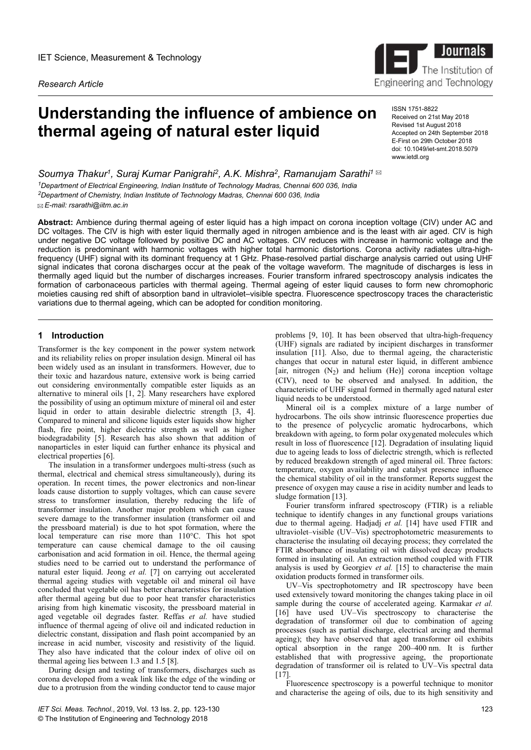IET Science, Measurement & Technology

*Research Article*

# Understanding the influence of ambience on thermal ageing of natural ester liquid

ISSN 1751-8822
Received on 21st May 2018
Revised 1st August 2018
Accepted on 24th September 2018
E-First on 29th October 2018
doi: 10.1049/iet-smt.2018.5079
www.ietdl.org

*Soumya Thakur[1], Suraj Kumar Panigrahi[2], A.K. Mishra[2], Ramanujam Sarathi[1]* ✉

[1]*Department of Electrical Engineering, Indian Institute of Technology Madras, Chennai 600 036, India*
[2]*Department of Chemistry, Indian Institute of Technology Madras, Chennai 600 036, India*
✉ *E-mail: rsarathi@iitm.ac.in*

**Abstract:** Ambience during thermal ageing of ester liquid has a high impact on corona inception voltage (CIV) under AC and DC voltages. The CIV is high with ester liquid thermally aged in nitrogen ambience and is the least with air aged. CIV is high under negative DC voltage followed by positive DC and AC voltages. CIV reduces with increase in harmonic voltage and the reduction is predominant with harmonic voltages with higher total harmonic distortions. Corona activity radiates ultra-high-frequency (UHF) signal with its dominant frequency at 1 GHz. Phase-resolved partial discharge analysis carried out using UHF signal indicates that corona discharges occur at the peak of the voltage waveform. The magnitude of discharges is less in thermally aged liquid but the number of discharges increases. Fourier transform infrared spectroscopy analysis indicates the formation of carbonaceous particles with thermal ageing. Thermal ageing of ester liquid causes to form new chromophoric moieties causing red shift of absorption band in ultraviolet–visible spectra. Fluorescence spectroscopy traces the characteristic variations due to thermal ageing, which can be adopted for condition monitoring.

## 1 Introduction

Transformer is the key component in the power system network and its reliability relies on proper insulation design. Mineral oil has been widely used as an insulant in transformers. However, due to their toxic and hazardous nature, extensive work is being carried out considering environmentally compatible ester liquids as an alternative to mineral oils [1, 2]. Many researchers have explored the possibility of using an optimum mixture of mineral oil and ester liquid in order to attain desirable dielectric strength [3, 4]. Compared to mineral and silicone liquids ester liquids show higher flash, fire point, higher dielectric strength as well as higher biodegradability [5]. Research has also shown that addition of nanoparticles in ester liquid can further enhance its physical and electrical properties [6].

The insulation in a transformer undergoes multi-stress (such as thermal, electrical and chemical stress simultaneously), during its operation. In recent times, the power electronics and non-linear loads cause distortion to supply voltages, which can cause severe stress to transformer insulation, thereby reducing the life of transformer insulation. Another major problem which can cause severe damage to the transformer insulation (transformer oil and the pressboard material) is due to hot spot formation, where the local temperature can rise more than 110°C. This hot spot temperature can cause chemical damage to the oil causing carbonisation and acid formation in oil. Hence, the thermal ageing studies need to be carried out to understand the performance of natural ester liquid. Jeong *et al.* [7] on carrying out accelerated thermal ageing studies with vegetable oil and mineral oil have concluded that vegetable oil has better characteristics for insulation after thermal ageing but due to poor heat transfer characteristics arising from high kinematic viscosity, the pressboard material in aged vegetable oil degrades faster. Reffas *et al.* have studied influence of thermal ageing of olive oil and indicated reduction in dielectric constant, dissipation and flash point accompanied by an increase in acid number, viscosity and resistivity of the liquid. They also have indicated that the colour index of olive oil on thermal ageing lies between 1.3 and 1.5 [8].

During design and testing of transformers, discharges such as corona developed from a weak link like the edge of the winding or due to a protrusion from the winding conductor tend to cause major problems [9, 10]. It has been observed that ultra-high-frequency (UHF) signals are radiated by incipient discharges in transformer insulation [11]. Also, due to thermal ageing, the characteristic changes that occur in natural ester liquid, in different ambience [air, nitrogen ($N_2$) and helium (He)] corona inception voltage (CIV), need to be observed and analysed. In addition, the characteristic of UHF signal formed in thermally aged natural ester liquid needs to be understood.

Mineral oil is a complex mixture of a large number of hydrocarbons. The oils show intrinsic fluorescence properties due to the presence of polycyclic aromatic hydrocarbons, which breakdown with ageing, to form polar oxygenated molecules which result in loss of fluorescence [12]. Degradation of insulating liquid due to ageing leads to loss of dielectric strength, which is reflected by reduced breakdown strength of aged mineral oil. Three factors: temperature, oxygen availability and catalyst presence influence the chemical stability of oil in the transformer. Reports suggest the presence of oxygen may cause a rise in acidity number and leads to sludge formation [13].

Fourier transform infrared spectroscopy (FTIR) is a reliable technique to identify changes in any functional groups variations due to thermal ageing. Hadjadj *et al.* [14] have used FTIR and ultraviolet–visible (UV–Vis) spectrophotometric measurements to characterise the insulating oil decaying process; they correlated the FTIR absorbance of insulating oil with dissolved decay products formed in insulating oil. An extraction method coupled with FTIR analysis is used by Georgiev *et al.* [15] to characterise the main oxidation products formed in transformer oils.

UV–Vis spectrophotometry and IR spectroscopy have been used extensively toward monitoring the changes taking place in oil sample during the course of accelerated ageing. Karmakar *et al.* [16] have used UV–Vis spectroscopy to characterise the degradation of transformer oil due to combination of ageing processes (such as partial discharge, electrical arcing and thermal ageing); they have observed that aged transformer oil exhibits optical absorption in the range 200–400 nm. It is further established that with progressive ageing, the proportionate degradation of transformer oil is related to UV–Vis spectral data [17].

Fluorescence spectroscopy is a powerful technique to monitor and characterise the ageing of oils, due to its high sensitivity and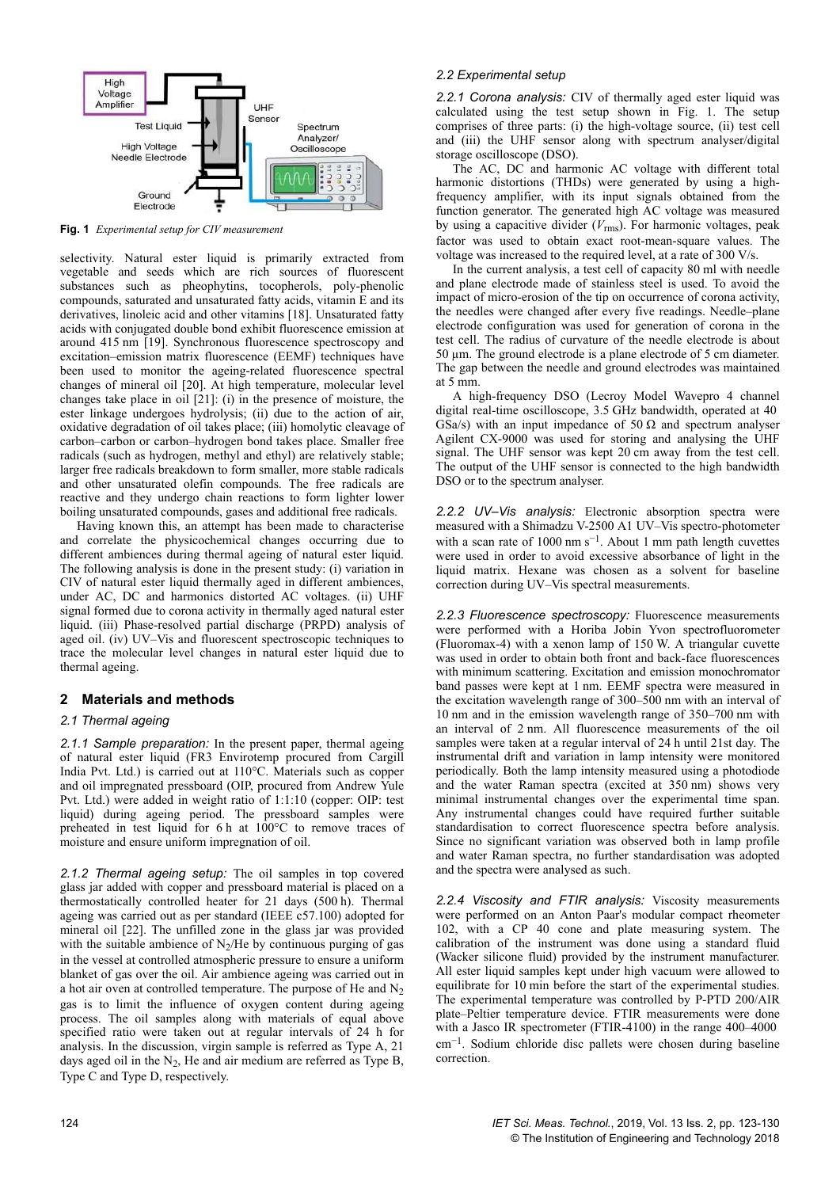Fig. 1 *Experimental setup for CIV measurement*

selectivity. Natural ester liquid is primarily extracted from vegetable and seeds which are rich sources of fluorescent substances such as pheophytins, tocopherols, poly-phenolic compounds, saturated and unsaturated fatty acids, vitamin E and its derivatives, linoleic acid and other vitamins [18]. Unsaturated fatty acids with conjugated double bond exhibit fluorescence emission at around 415 nm [19]. Synchronous fluorescence spectroscopy and excitation–emission matrix fluorescence (EEMF) techniques have been used to monitor the ageing-related fluorescence spectral changes of mineral oil [20]. At high temperature, molecular level changes take place in oil [21]: (i) in the presence of moisture, the ester linkage undergoes hydrolysis; (ii) due to the action of air, oxidative degradation of oil takes place; (iii) homolytic cleavage of carbon–carbon or carbon–hydrogen bond takes place. Smaller free radicals (such as hydrogen, methyl and ethyl) are relatively stable; larger free radicals breakdown to form smaller, more stable radicals and other unsaturated olefin compounds. The free radicals are reactive and they undergo chain reactions to form lighter lower boiling unsaturated compounds, gases and additional free radicals.

Having known this, an attempt has been made to characterise and correlate the physicochemical changes occurring due to different ambiences during thermal ageing of natural ester liquid. The following analysis is done in the present study: (i) variation in CIV of natural ester liquid thermally aged in different ambiences, under AC, DC and harmonics distorted AC voltages. (ii) UHF signal formed due to corona activity in thermally aged natural ester liquid. (iii) Phase-resolved partial discharge (PRPD) analysis of aged oil. (iv) UV–Vis and fluorescent spectroscopic techniques to trace the molecular level changes in natural ester liquid due to thermal ageing.

## 2 Materials and methods

### 2.1 Thermal ageing

*2.1.1 Sample preparation:* In the present paper, thermal ageing of natural ester liquid (FR3 Envirotemp procured from Cargill India Pvt. Ltd.) is carried out at 110°C. Materials such as copper and oil impregnated pressboard (OIP, procured from Andrew Yule Pvt. Ltd.) were added in weight ratio of 1:1:10 (copper: OIP: test liquid) during ageing period. The pressboard samples were preheated in test liquid for 6 h at 100°C to remove traces of moisture and ensure uniform impregnation of oil.

*2.1.2 Thermal ageing setup:* The oil samples in top covered glass jar added with copper and pressboard material is placed on a thermostatically controlled heater for 21 days (500 h). Thermal ageing was carried out as per standard (IEEE c57.100) adopted for mineral oil [22]. The unfilled zone in the glass jar was provided with the suitable ambience of $N_2$/He by continuous purging of gas in the vessel at controlled atmospheric pressure to ensure a uniform blanket of gas over the oil. Air ambience ageing was carried out in a hot air oven at controlled temperature. The purpose of He and $N_2$ gas is to limit the influence of oxygen content during ageing process. The oil samples along with materials of equal above specified ratio were taken out at regular intervals of 24 h for analysis. In the discussion, virgin sample is referred as Type A, 21 days aged oil in the $N_2$, He and air medium are referred as Type B, Type C and Type D, respectively.

### 2.2 Experimental setup

*2.2.1 Corona analysis:* CIV of thermally aged ester liquid was calculated using the test setup shown in Fig. 1. The setup comprises of three parts: (i) the high-voltage source, (ii) test cell and (iii) the UHF sensor along with spectrum analyser/digital storage oscilloscope (DSO).

The AC, DC and harmonic AC voltage with different total harmonic distortions (THDs) were generated by using a high-frequency amplifier, with its input signals obtained from the function generator. The generated high AC voltage was measured by using a capacitive divider ($V_{\mathrm{rms}}$). For harmonic voltages, peak factor was used to obtain exact root-mean-square values. The voltage was increased to the required level, at a rate of 300 V/s.

In the current analysis, a test cell of capacity 80 ml with needle and plane electrode made of stainless steel is used. To avoid the impact of micro-erosion of the tip on occurrence of corona activity, the needles were changed after every five readings. Needle–plane electrode configuration was used for generation of corona in the test cell. The radius of curvature of the needle electrode is about 50 µm. The ground electrode is a plane electrode of 5 cm diameter. The gap between the needle and ground electrodes was maintained at 5 mm.

A high-frequency DSO (Lecroy Model Wavepro 4 channel digital real-time oscilloscope, 3.5 GHz bandwidth, operated at 40 GSa/s) with an input impedance of 50 Ω and spectrum analyser Agilent CX-9000 was used for storing and analysing the UHF signal. The UHF sensor was kept 20 cm away from the test cell. The output of the UHF sensor is connected to the high bandwidth DSO or to the spectrum analyser.

*2.2.2 UV–Vis analysis:* Electronic absorption spectra were measured with a Shimadzu V-2500 A1 UV–Vis spectro-photometer with a scan rate of 1000 nm $\mathrm{s}^{-1}$. About 1 mm path length cuvettes were used in order to avoid excessive absorbance of light in the liquid matrix. Hexane was chosen as a solvent for baseline correction during UV–Vis spectral measurements.

*2.2.3 Fluorescence spectroscopy:* Fluorescence measurements were performed with a Horiba Jobin Yvon spectrofluorometer (Fluoromax-4) with a xenon lamp of 150 W. A triangular cuvette was used in order to obtain both front and back-face fluorescences with minimum scattering. Excitation and emission monochromator band passes were kept at 1 nm. EEMF spectra were measured in the excitation wavelength range of 300–500 nm with an interval of 10 nm and in the emission wavelength range of 350–700 nm with an interval of 2 nm. All fluorescence measurements of the oil samples were taken at a regular interval of 24 h until 21st day. The instrumental drift and variation in lamp intensity were monitored periodically. Both the lamp intensity measured using a photodiode and the water Raman spectra (excited at 350 nm) shows very minimal instrumental changes over the experimental time span. Any instrumental changes could have required further suitable standardisation to correct fluorescence spectra before analysis. Since no significant variation was observed both in lamp profile and water Raman spectra, no further standardisation was adopted and the spectra were analysed as such.

*2.2.4 Viscosity and FTIR analysis:* Viscosity measurements were performed on an Anton Paar's modular compact rheometer 102, with a CP 40 cone and plate measuring system. The calibration of the instrument was done using a standard fluid (Wacker silicone fluid) provided by the instrument manufacturer. All ester liquid samples kept under high vacuum were allowed to equilibrate for 10 min before the start of the experimental studies. The experimental temperature was controlled by P-PTD 200/AIR plate–Peltier temperature device. FTIR measurements were done with a Jasco IR spectrometer (FTIR-4100) in the range 400–4000 $\mathrm{cm}^{-1}$. Sodium chloride disc pallets were chosen during baseline correction.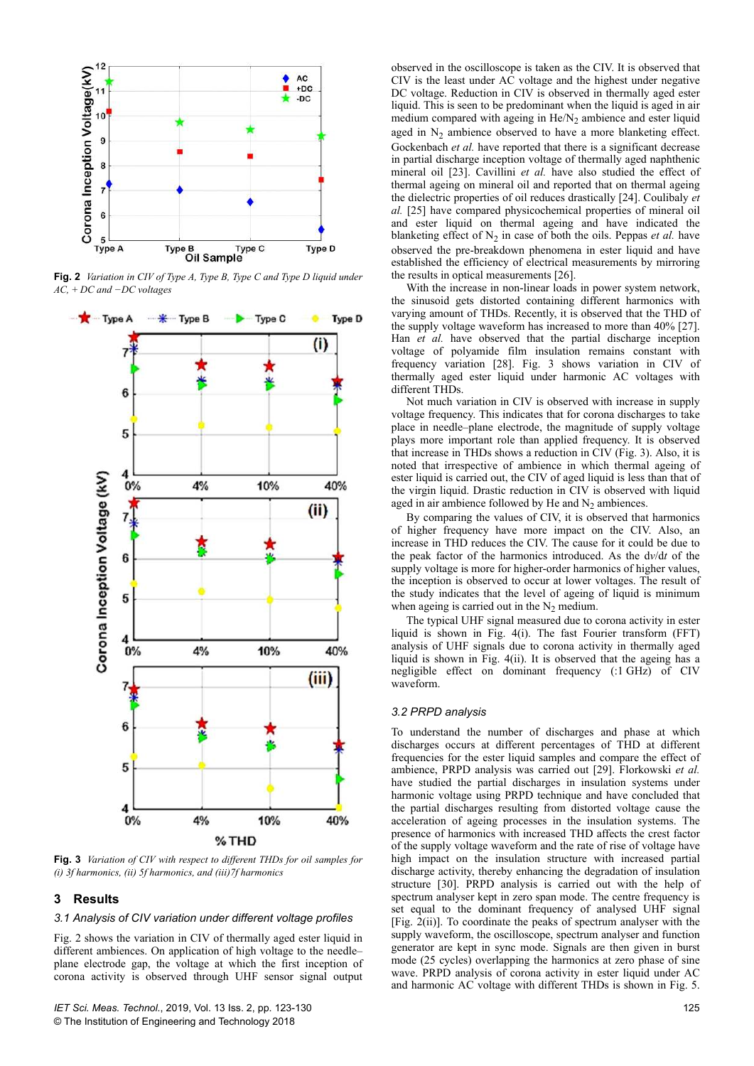Fig. 2 *Variation in CIV of Type A, Type B, Type C and Type D liquid under AC, + DC and −DC voltages*

Fig. 3 *Variation of CIV with respect to different THDs for oil samples for (i) 3f harmonics, (ii) 5f harmonics, and (iii)7f harmonics*

## 3 Results

### 3.1 Analysis of CIV variation under different voltage profiles

Fig. 2 shows the variation in CIV of thermally aged ester liquid in different ambiences. On application of high voltage to the needle–plane electrode gap, the voltage at which the first inception of corona activity is observed through UHF sensor signal output observed in the oscilloscope is taken as the CIV. It is observed that CIV is the least under AC voltage and the highest under negative DC voltage. Reduction in CIV is observed in thermally aged ester liquid. This is seen to be predominant when the liquid is aged in air medium compared with ageing in He/$N_2$ ambience and ester liquid aged in $N_2$ ambience observed to have a more blanketing effect. Gockenbach *et al.* have reported that there is a significant decrease in partial discharge inception voltage of thermally aged naphthenic mineral oil [23]. Cavillini *et al.* have also studied the effect of thermal ageing on mineral oil and reported that on thermal ageing the dielectric properties of oil reduces drastically [24]. Coulibaly *et al.* [25] have compared physicochemical properties of mineral oil and ester liquid on thermal ageing and have indicated the blanketing effect of $N_2$ in case of both the oils. Peppas *et al.* have observed the pre-breakdown phenomena in ester liquid and have established the efficiency of electrical measurements by mirroring the results in optical measurements [26].

With the increase in non-linear loads in power system network, the sinusoid gets distorted containing different harmonics with varying amount of THDs. Recently, it is observed that the THD of the supply voltage waveform has increased to more than 40% [27]. Han *et al.* have observed that the partial discharge inception voltage of polyamide film insulation remains constant with frequency variation [28]. Fig. 3 shows variation in CIV of thermally aged ester liquid under harmonic AC voltages with different THDs.

Not much variation in CIV is observed with increase in supply voltage frequency. This indicates that for corona discharges to take place in needle–plane electrode, the magnitude of supply voltage plays more important role than applied frequency. It is observed that increase in THDs shows a reduction in CIV (Fig. 3). Also, it is noted that irrespective of ambience in which thermal ageing of ester liquid is carried out, the CIV of aged liquid is less than that of the virgin liquid. Drastic reduction in CIV is observed with liquid aged in air ambience followed by He and $N_2$ ambiences.

By comparing the values of CIV, it is observed that harmonics of higher frequency have more impact on the CIV. Also, an increase in THD reduces the CIV. The cause for it could be due to the peak factor of the harmonics introduced. As the d*v*/d*t* of the supply voltage is more for higher-order harmonics of higher values, the inception is observed to occur at lower voltages. The result of the study indicates that the level of ageing of liquid is minimum when ageing is carried out in the $N_2$ medium.

The typical UHF signal measured due to corona activity in ester liquid is shown in Fig. 4(i). The fast Fourier transform (FFT) analysis of UHF signals due to corona activity in thermally aged liquid is shown in Fig. 4(ii). It is observed that the ageing has a negligible effect on dominant frequency (:1 GHz) of CIV waveform.

### 3.2 PRPD analysis

To understand the number of discharges and phase at which discharges occurs at different percentages of THD at different frequencies for the ester liquid samples and compare the effect of ambience, PRPD analysis was carried out [29]. Florkowski *et al.* have studied the partial discharges in insulation systems under harmonic voltage using PRPD technique and have concluded that the partial discharges resulting from distorted voltage cause the acceleration of ageing processes in the insulation systems. The presence of harmonics with increased THD affects the crest factor of the supply voltage waveform and the rate of rise of voltage have high impact on the insulation structure with increased partial discharge activity, thereby enhancing the degradation of insulation structure [30]. PRPD analysis is carried out with the help of spectrum analyser kept in zero span mode. The centre frequency is set equal to the dominant frequency of analysed UHF signal [Fig. 2(ii)]. To coordinate the peaks of spectrum analyser with the supply waveform, the oscilloscope, spectrum analyser and function generator are kept in sync mode. Signals are then given in burst mode (25 cycles) overlapping the harmonics at zero phase of sine wave. PRPD analysis of corona activity in ester liquid under AC and harmonic AC voltage with different THDs is shown in Fig. 5.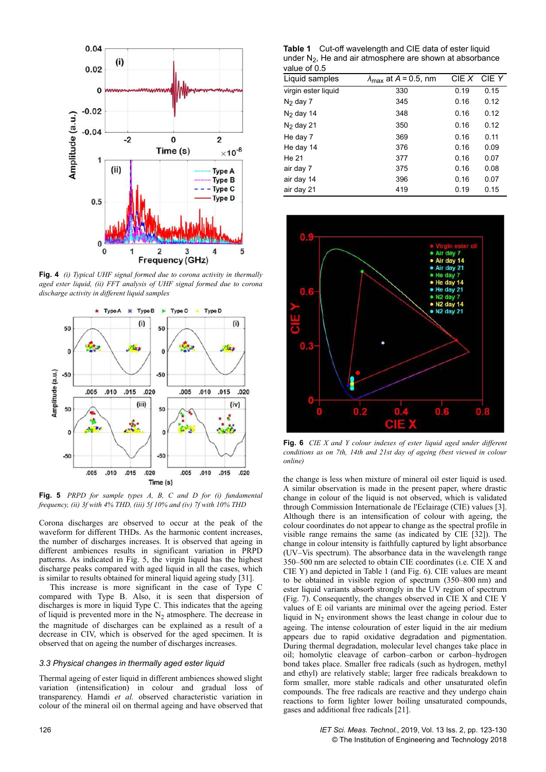**Fig. 4** *(i) Typical UHF signal formed due to corona activity in thermally aged ester liquid, (ii) FFT analysis of UHF signal formed due to corona discharge activity in different liquid samples*

**Fig. 5** *PRPD for sample types A, B, C and D for (i) fundamental frequency, (ii) 3f with 4% THD, (iii) 5f 10% and (iv) 7f with 10% THD*

Corona discharges are observed to occur at the peak of the waveform for different THDs. As the harmonic content increases, the number of discharges increases. It is observed that ageing in different ambiences results in significant variation in PRPD patterns. As indicated in Fig. 5, the virgin liquid has the highest discharge peaks compared with aged liquid in all the cases, which is similar to results obtained for mineral liquid ageing study [31].

This increase is more significant in the case of Type C compared with Type B. Also, it is seen that dispersion of discharges is more in liquid Type C. This indicates that the ageing of liquid is prevented more in the $N_2$ atmosphere. The decrease in the magnitude of discharges can be explained as a result of a decrease in CIV, which is observed for the aged specimen. It is observed that on ageing the number of discharges increases.

### 3.3 Physical changes in thermally aged ester liquid

Thermal ageing of ester liquid in different ambiences showed slight variation (intensification) in colour and gradual loss of transparency. Hamdi *et al.* observed characteristic variation in colour of the mineral oil on thermal ageing and have observed that the change is less when mixture of mineral oil ester liquid is used. A similar observation is made in the present paper, where drastic change in colour of the liquid is not observed, which is validated through Commission Internationale de l'Eclairage (CIE) values [3]. Although there is an intensification of colour with ageing, the colour coordinates do not appear to change as the spectral profile in visible range remains the same (as indicated by CIE [32]). The change in colour intensity is faithfully captured by light absorbance (UV–Vis spectrum). The absorbance data in the wavelength range 350–500 nm are selected to obtain CIE coordinates (i.e. CIE X and CIE Y) and depicted in Table 1 (and Fig. 6). CIE values are meant to be obtained in visible region of spectrum (350–800 nm) and ester liquid variants absorb strongly in the UV region of spectrum (Fig. 7). Consequently, the changes observed in CIE X and CIE Y values of E oil variants are minimal over the ageing period. Ester liquid in $N_2$ environment shows the least change in colour due to ageing. The intense colouration of ester liquid in the air medium appears due to rapid oxidative degradation and pigmentation. During thermal degradation, molecular level changes take place in oil; homolytic cleavage of carbon–carbon or carbon–hydrogen bond takes place. Smaller free radicals (such as hydrogen, methyl and ethyl) are relatively stable; larger free radicals breakdown to form smaller, more stable radicals and other unsaturated olefin compounds. The free radicals are reactive and they undergo chain reactions to form lighter lower boiling unsaturated compounds, gases and additional free radicals [21].

**Table 1** Cut-off wavelength and CIE data of ester liquid under $N_2$, He and air atmosphere are shown at absorbance value of 0.5

| Liquid samples | $\lambda_{max}$ at $A = 0.5$, nm | CIE X | CIE Y |
|---|---|---|---|
| virgin ester liquid | 330 | 0.19 | 0.15 |
| $N_2$ day 7 | 345 | 0.16 | 0.12 |
| $N_2$ day 14 | 348 | 0.16 | 0.12 |
| $N_2$ day 21 | 350 | 0.16 | 0.12 |
| He day 7 | 369 | 0.16 | 0.11 |
| He day 14 | 376 | 0.16 | 0.09 |
| He 21 | 377 | 0.16 | 0.07 |
| air day 7 | 375 | 0.16 | 0.08 |
| air day 14 | 396 | 0.16 | 0.07 |
| air day 21 | 419 | 0.19 | 0.15 |

**Fig. 6** *CIE X and Y colour indexes of ester liquid aged under different conditions as on 7th, 14th and 21st day of ageing (best viewed in colour online)*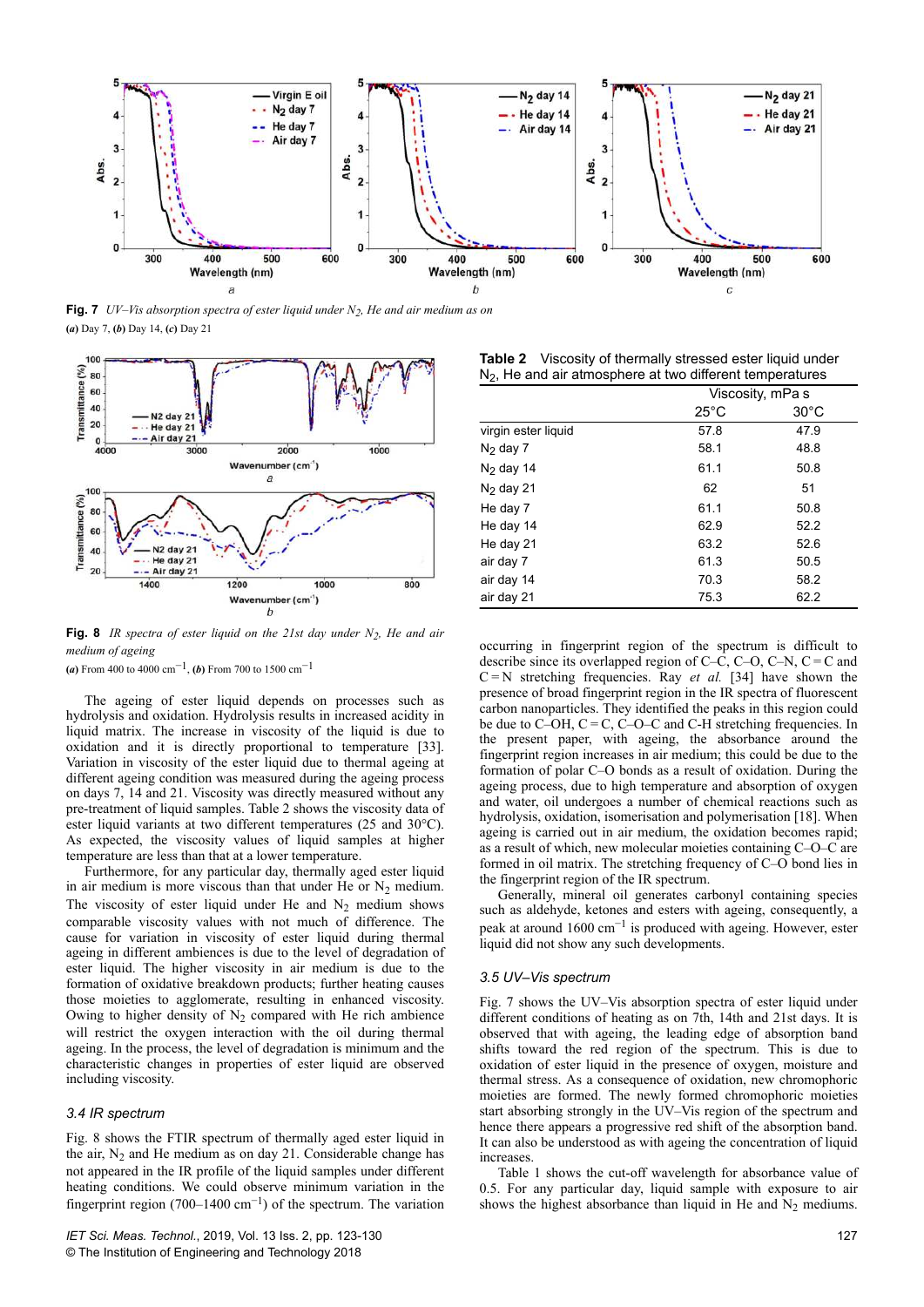**Fig. 7** *UV–Vis absorption spectra of ester liquid under $N_2$, He and air medium as on*
**(a)** Day 7, **(b)** Day 14, **(c)** Day 21

**Fig. 8** *IR spectra of ester liquid on the 21st day under $N_2$, He and air medium of ageing*
**(a)** From 400 to 4000 $cm^{-1}$, **(b)** From 700 to 1500 $cm^{-1}$

The ageing of ester liquid depends on processes such as hydrolysis and oxidation. Hydrolysis results in increased acidity in liquid matrix. The increase in viscosity of the liquid is due to oxidation and it is directly proportional to temperature [33]. Variation in viscosity of the ester liquid due to thermal ageing at different ageing condition was measured during the ageing process on days 7, 14 and 21. Viscosity was directly measured without any pre-treatment of liquid samples. Table 2 shows the viscosity data of ester liquid variants at two different temperatures (25 and 30°C). As expected, the viscosity values of liquid samples at higher temperature are less than that at a lower temperature.

Furthermore, for any particular day, thermally aged ester liquid in air medium is more viscous than that under He or $N_2$ medium. The viscosity of ester liquid under He and $N_2$ medium shows comparable viscosity values with not much of difference. The cause for variation in viscosity of ester liquid during thermal ageing in different ambiences is due to the level of degradation of ester liquid. The higher viscosity in air medium is due to the formation of oxidative breakdown products; further heating causes those moieties to agglomerate, resulting in enhanced viscosity. Owing to higher density of $N_2$ compared with He rich ambience will restrict the oxygen interaction with the oil during thermal ageing. In the process, the level of degradation is minimum and the characteristic changes in properties of ester liquid are observed including viscosity.

**Table 2** Viscosity of thermally stressed ester liquid under $N_2$, He and air atmosphere at two different temperatures

| | Viscosity, mPa s | |
|---|---|---|
| | 25°C | 30°C |
| virgin ester liquid | 57.8 | 47.9 |
| $N_2$ day 7 | 58.1 | 48.8 |
| $N_2$ day 14 | 61.1 | 50.8 |
| $N_2$ day 21 | 62 | 51 |
| He day 7 | 61.1 | 50.8 |
| He day 14 | 62.9 | 52.2 |
| He day 21 | 63.2 | 52.6 |
| air day 7 | 61.3 | 50.5 |
| air day 14 | 70.3 | 58.2 |
| air day 21 | 75.3 | 62.2 |

### 3.4 IR spectrum

Fig. 8 shows the FTIR spectrum of thermally aged ester liquid in the air, $N_2$ and He medium as on day 21. Considerable change has not appeared in the IR profile of the liquid samples under different heating conditions. We could observe minimum variation in the fingerprint region (700–1400 $cm^{-1}$) of the spectrum. The variation occurring in fingerprint region of the spectrum is difficult to describe since its overlapped region of C–C, C–O, C–N, C = C and C = N stretching frequencies. Ray *et al.* [34] have shown the presence of broad fingerprint region in the IR spectra of fluorescent carbon nanoparticles. They identified the peaks in this region could be due to C–OH, C = C, C–O–C and C-H stretching frequencies. In the present paper, with ageing, the absorbance around the fingerprint region increases in air medium; this could be due to the formation of polar C–O bonds as a result of oxidation. During the ageing process, due to high temperature and absorption of oxygen and water, oil undergoes a number of chemical reactions such as hydrolysis, oxidation, isomerisation and polymerisation [18]. When ageing is carried out in air medium, the oxidation becomes rapid; as a result of which, new molecular moieties containing C–O–C are formed in oil matrix. The stretching frequency of C–O bond lies in the fingerprint region of the IR spectrum.

Generally, mineral oil generates carbonyl containing species such as aldehyde, ketones and esters with ageing, consequently, a peak at around 1600 $cm^{-1}$ is produced with ageing. However, ester liquid did not show any such developments.

### 3.5 UV–Vis spectrum

Fig. 7 shows the UV–Vis absorption spectra of ester liquid under different conditions of heating as on 7th, 14th and 21st days. It is observed that with ageing, the leading edge of absorption band shifts toward the red region of the spectrum. This is due to oxidation of ester liquid in the presence of oxygen, moisture and thermal stress. As a consequence of oxidation, new chromophoric moieties are formed. The newly formed chromophoric moieties start absorbing strongly in the UV–Vis region of the spectrum and hence there appears a progressive red shift of the absorption band. It can also be understood as with ageing the concentration of liquid increases.

Table 1 shows the cut-off wavelength for absorbance value of 0.5. For any particular day, liquid sample with exposure to air shows the highest absorbance than liquid in He and $N_2$ mediums.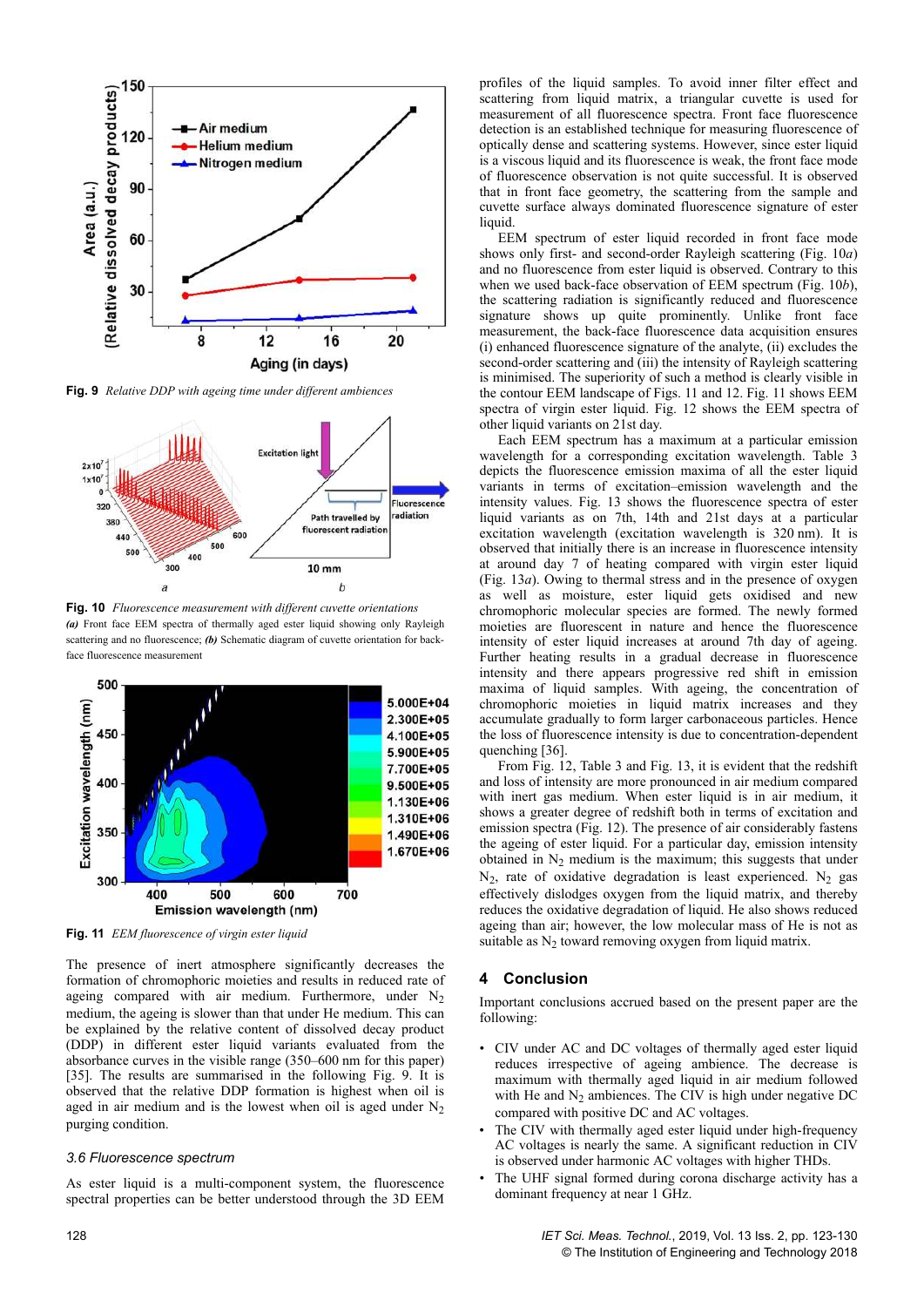Fig. 9 *Relative DDP with ageing time under different ambiences*

Fig. 10 *Fluorescence measurement with different cuvette orientations*
*(a)* Front face EEM spectra of thermally aged ester liquid showing only Rayleigh scattering and no fluorescence; *(b)* Schematic diagram of cuvette orientation for back-face fluorescence measurement

Fig. 11 *EEM fluorescence of virgin ester liquid*

The presence of inert atmosphere significantly decreases the formation of chromophoric moieties and results in reduced rate of ageing compared with air medium. Furthermore, under $N_2$ medium, the ageing is slower than that under He medium. This can be explained by the relative content of dissolved decay product (DDP) in different ester liquid variants evaluated from the absorbance curves in the visible range (350–600 nm for this paper) [35]. The results are summarised in the following Fig. 9. It is observed that the relative DDP formation is highest when oil is aged in air medium and is the lowest when oil is aged under $N_2$ purging condition.

### 3.6 Fluorescence spectrum

As ester liquid is a multi-component system, the fluorescence spectral properties can be better understood through the 3D EEM profiles of the liquid samples. To avoid inner filter effect and scattering from liquid matrix, a triangular cuvette is used for measurement of all fluorescence spectra. Front face fluorescence detection is an established technique for measuring fluorescence of optically dense and scattering systems. However, since ester liquid is a viscous liquid and its fluorescence is weak, the front face mode of fluorescence observation is not quite successful. It is observed that in front face geometry, the scattering from the sample and cuvette surface always dominated fluorescence signature of ester liquid.

EEM spectrum of ester liquid recorded in front face mode shows only first- and second-order Rayleigh scattering (Fig. 10*a*) and no fluorescence from ester liquid is observed. Contrary to this when we used back-face observation of EEM spectrum (Fig. 10*b*), the scattering radiation is significantly reduced and fluorescence signature shows up quite prominently. Unlike front face measurement, the back-face fluorescence data acquisition ensures (i) enhanced fluorescence signature of the analyte, (ii) excludes the second-order scattering and (iii) the intensity of Rayleigh scattering is minimised. The superiority of such a method is clearly visible in the contour EEM landscape of Figs. 11 and 12. Fig. 11 shows EEM spectra of virgin ester liquid. Fig. 12 shows the EEM spectra of other liquid variants on 21st day.

Each EEM spectrum has a maximum at a particular emission wavelength for a corresponding excitation wavelength. Table 3 depicts the fluorescence emission maxima of all the ester liquid variants in terms of excitation–emission wavelength and the intensity values. Fig. 13 shows the fluorescence spectra of ester liquid variants as on 7th, 14th and 21st days at a particular excitation wavelength (excitation wavelength is 320 nm). It is observed that initially there is an increase in fluorescence intensity at around day 7 of heating compared with virgin ester liquid (Fig. 13*a*). Owing to thermal stress and in the presence of oxygen as well as moisture, ester liquid gets oxidised and new chromophoric molecular species are formed. The newly formed moieties are fluorescent in nature and hence the fluorescence intensity of ester liquid increases at around 7th day of ageing. Further heating results in a gradual decrease in fluorescence intensity and there appears progressive red shift in emission maxima of liquid samples. With ageing, the concentration of chromophoric moieties in liquid matrix increases and they accumulate gradually to form larger carbonaceous particles. Hence the loss of fluorescence intensity is due to concentration-dependent quenching [36].

From Fig. 12, Table 3 and Fig. 13, it is evident that the redshift and loss of intensity are more pronounced in air medium compared with inert gas medium. When ester liquid is in air medium, it shows a greater degree of redshift both in terms of excitation and emission spectra (Fig. 12). The presence of air considerably fastens the ageing of ester liquid. For a particular day, emission intensity obtained in $N_2$ medium is the maximum; this suggests that under $N_2$, rate of oxidative degradation is least experienced. $N_2$ gas effectively dislodges oxygen from the liquid matrix, and thereby reduces the oxidative degradation of liquid. He also shows reduced ageing than air; however, the low molecular mass of He is not as suitable as $N_2$ toward removing oxygen from liquid matrix.

## 4 Conclusion

Important conclusions accrued based on the present paper are the following:

- CIV under AC and DC voltages of thermally aged ester liquid reduces irrespective of ageing ambience. The decrease is maximum with thermally aged liquid in air medium followed with He and $N_2$ ambiences. The CIV is high under negative DC compared with positive DC and AC voltages.
- The CIV with thermally aged ester liquid under high-frequency AC voltages is nearly the same. A significant reduction in CIV is observed under harmonic AC voltages with higher THDs.
- The UHF signal formed during corona discharge activity has a dominant frequency at near 1 GHz.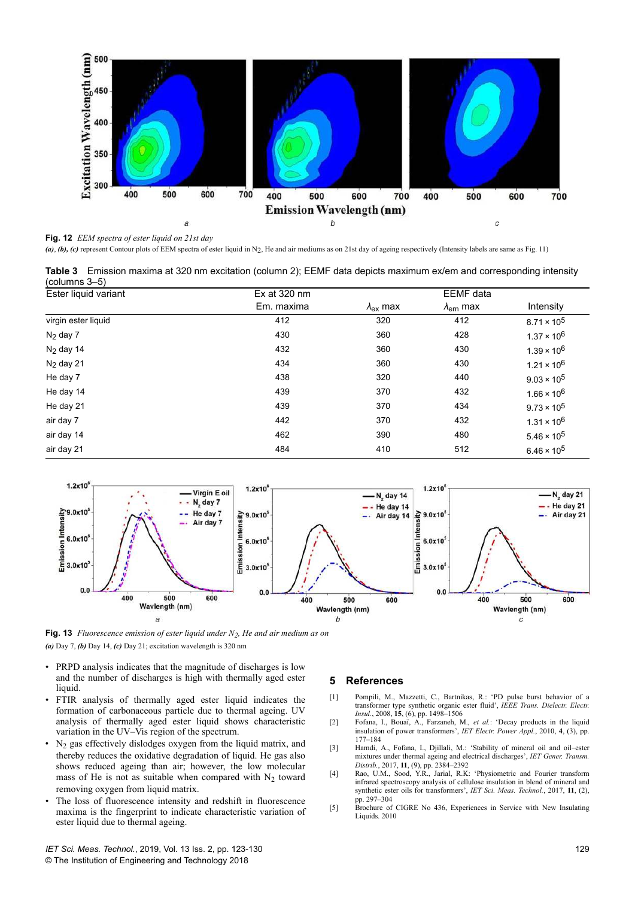**Fig. 12** *EEM spectra of ester liquid on 21st day*

***(a)**, **(b)**, **(c)** represent Contour plots of EEM spectra of ester liquid in $N_2$, He and air mediums as on 21st day of ageing respectively (Intensity labels are same as Fig. 11)*

**Table 3** Emission maxima at 320 nm excitation (column 2); EEMF data depicts maximum ex/em and corresponding intensity (columns 3–5)

| Ester liquid variant | Ex at 320 nm | EEMF data | | |
|---|---|---|---|---|
| | Em. maxima | $\lambda_{ex}$ max | $\lambda_{em}$ max | Intensity |
| virgin ester liquid | 412 | 320 | 412 | $8.71 \times 10^5$ |
| $N_2$ day 7 | 430 | 360 | 428 | $1.37 \times 10^6$ |
| $N_2$ day 14 | 432 | 360 | 430 | $1.39 \times 10^6$ |
| $N_2$ day 21 | 434 | 360 | 430 | $1.21 \times 10^6$ |
| He day 7 | 438 | 320 | 440 | $9.03 \times 10^5$ |
| He day 14 | 439 | 370 | 432 | $1.66 \times 10^6$ |
| He day 21 | 439 | 370 | 434 | $9.73 \times 10^5$ |
| air day 7 | 442 | 370 | 432 | $1.31 \times 10^6$ |
| air day 14 | 462 | 390 | 480 | $5.46 \times 10^5$ |
| air day 21 | 484 | 410 | 512 | $6.46 \times 10^5$ |

**Fig. 13** *Fluorescence emission of ester liquid under $N_2$, He and air medium as on*

***(a)** Day 7, **(b)** Day 14, **(c)** Day 21; excitation wavelength is 320 nm*

- PRPD analysis indicates that the magnitude of discharges is low and the number of discharges is high with thermally aged ester liquid.
- FTIR analysis of thermally aged ester liquid indicates the formation of carbonaceous particle due to thermal ageing. UV analysis of thermally aged ester liquid shows characteristic variation in the UV–Vis region of the spectrum.
- $N_2$ gas effectively dislodges oxygen from the liquid matrix, and thereby reduces the oxidative degradation of liquid. He gas also shows reduced ageing than air; however, the low molecular mass of He is not as suitable when compared with $N_2$ toward removing oxygen from liquid matrix.
- The loss of fluorescence intensity and redshift in fluorescence maxima is the fingerprint to indicate characteristic variation of ester liquid due to thermal ageing.

## 5 References

[1] Pompili, M., Mazzetti, C., Bartnikas, R.: 'PD pulse burst behavior of a transformer type synthetic organic ester fluid', *IEEE Trans. Dielectr. Electr. Insul.*, 2008, **15**, (6), pp. 1498–1506

[2] Fofana, I., Bouaï, A., Farzaneh, M., *et al.*: 'Decay products in the liquid insulation of power transformers', *IET Electr. Power Appl.*, 2010, **4**, (3), pp. 177–184

[3] Hamdi, A., Fofana, I., Djillali, M.: 'Stability of mineral oil and oil–ester mixtures under thermal ageing and electrical discharges', *IET Gener. Transm. Distrib.*, 2017, **11**, (9), pp. 2384–2392

[4] Rao, U.M., Sood, Y.R., Jarial, R.K: 'Physiometric and Fourier transform infrared spectroscopy analysis of cellulose insulation in blend of mineral and synthetic ester oils for transformers', *IET Sci. Meas. Technol.*, 2017, **11**, (2), pp. 297–304

[5] Brochure of CIGRE No 436, Experiences in Service with New Insulating Liquids. 2010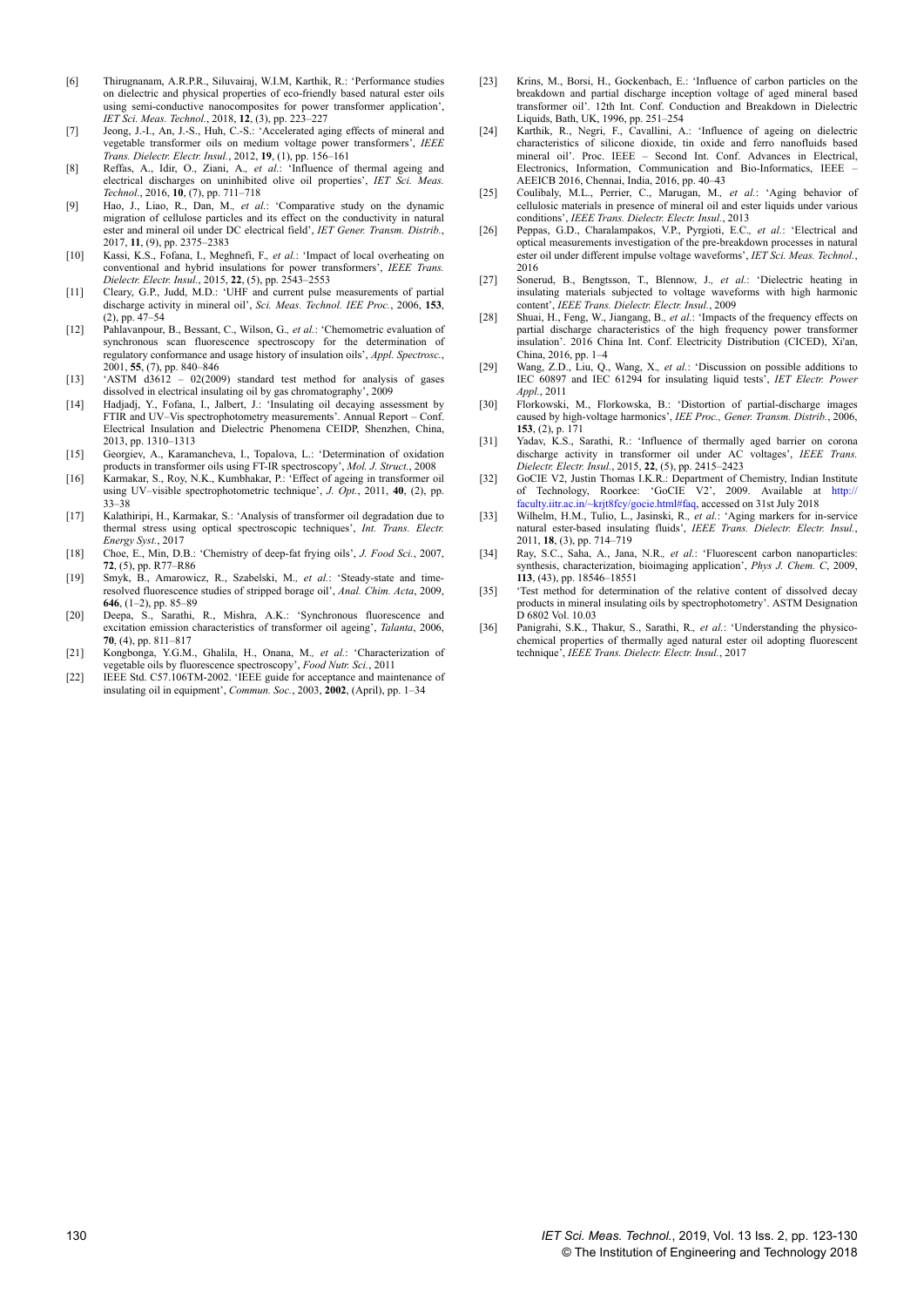[6] Thirugnanam, A.R.P.R., Siluvairaj, W.I.M, Karthik, R.: 'Performance studies on dielectric and physical properties of eco-friendly based natural ester oils using semi-conductive nanocomposites for power transformer application', *IET Sci. Meas. Technol.*, 2018, **12**, (3), pp. 223–227

[7] Jeong, J.-I., An, J.-S., Huh, C.-S.: 'Accelerated aging effects of mineral and vegetable transformer oils on medium voltage power transformers', *IEEE Trans. Dielectr. Electr. Insul.*, 2012, **19**, (1), pp. 156–161

[8] Reffas, A., Idir, O., Ziani, A., *et al.*: 'Influence of thermal ageing and electrical discharges on uninhibited olive oil properties', *IET Sci. Meas. Technol.*, 2016, **10**, (7), pp. 711–718

[9] Hao, J., Liao, R., Dan, M., *et al.*: 'Comparative study on the dynamic migration of cellulose particles and its effect on the conductivity in natural ester and mineral oil under DC electrical field', *IET Gener. Transm. Distrib.*, 2017, **11**, (9), pp. 2375–2383

[10] Kassi, K.S., Fofana, I., Meghnefi, F., *et al.*: 'Impact of local overheating on conventional and hybrid insulations for power transformers', *IEEE Trans. Dielectr. Electr. Insul.*, 2015, **22**, (5), pp. 2543–2553

[11] Cleary, G.P., Judd, M.D.: 'UHF and current pulse measurements of partial discharge activity in mineral oil', *Sci. Meas. Technol. IEE Proc.*, 2006, **153**, (2), pp. 47–54

[12] Pahlavanpour, B., Bessant, C., Wilson, G., *et al.*: 'Chemometric evaluation of synchronous scan fluorescence spectroscopy for the determination of regulatory conformance and usage history of insulation oils', *Appl. Spectrosc.*, 2001, **55**, (7), pp. 840–846

[13] 'ASTM d3612 – 02(2009) standard test method for analysis of gases dissolved in electrical insulating oil by gas chromatography', 2009

[14] Hadjadj, Y., Fofana, I., Jalbert, J.: 'Insulating oil decaying assessment by FTIR and UV–Vis spectrophotometry measurements'. Annual Report – Conf. Electrical Insulation and Dielectric Phenomena CEIDP, Shenzhen, China, 2013, pp. 1310–1313

[15] Georgiev, A., Karamancheva, I., Topalova, L.: 'Determination of oxidation products in transformer oils using FT-IR spectroscopy', *Mol. J. Struct.*, 2008

[16] Karmakar, S., Roy, N.K., Kumbhakar, P.: 'Effect of ageing in transformer oil using UV–visible spectrophotometric technique', *J. Opt.*, 2011, **40**, (2), pp. 33–38

[17] Kalathiripi, H., Karmakar, S.: 'Analysis of transformer oil degradation due to thermal stress using optical spectroscopic techniques', *Int. Trans. Electr. Energy Syst.*, 2017

[18] Choe, E., Min, D.B.: 'Chemistry of deep-fat frying oils', *J. Food Sci.*, 2007, **72**, (5), pp. R77–R86

[19] Smyk, B., Amarowicz, R., Szabelski, M., *et al.*: 'Steady-state and time-resolved fluorescence studies of stripped borage oil', *Anal. Chim. Acta*, 2009, **646**, (1–2), pp. 85–89

[20] Deepa, S., Sarathi, R., Mishra, A.K.: 'Synchronous fluorescence and excitation emission characteristics of transformer oil ageing', *Talanta*, 2006, **70**, (4), pp. 811–817

[21] Kongbonga, Y.G.M., Ghalila, H., Onana, M., *et al.*: 'Characterization of vegetable oils by fluorescence spectroscopy', *Food Nutr. Sci.*, 2011

[22] IEEE Std. C57.106TM-2002. 'IEEE guide for acceptance and maintenance of insulating oil in equipment', *Commun. Soc.*, 2003, **2002**, (April), pp. 1–34

[23] Krins, M., Borsi, H., Gockenbach, E.: 'Influence of carbon particles on the breakdown and partial discharge inception voltage of aged mineral based transformer oil'. 12th Int. Conf. Conduction and Breakdown in Dielectric Liquids, Bath, UK, 1996, pp. 251–254

[24] Karthik, R., Negri, F., Cavallini, A.: 'Influence of ageing on dielectric characteristics of silicone dioxide, tin oxide and ferro nanofluids based mineral oil'. Proc. IEEE – Second Int. Conf. Advances in Electrical, Electronics, Information, Communication and Bio-Informatics, IEEE – AEEICB 2016, Chennai, India, 2016, pp. 40–43

[25] Coulibaly, M.L., Perrier, C., Marugan, M., *et al.*: 'Aging behavior of cellulosic materials in presence of mineral oil and ester liquids under various conditions', *IEEE Trans. Dielectr. Electr. Insul.*, 2013

[26] Peppas, G.D., Charalampakos, V.P., Pyrgioti, E.C., *et al.*: 'Electrical and optical measurements investigation of the pre-breakdown processes in natural ester oil under different impulse voltage waveforms', *IET Sci. Meas. Technol.*, 2016

[27] Sonerud, B., Bengtsson, T., Blennow, J., *et al.*: 'Dielectric heating in insulating materials subjected to voltage waveforms with high harmonic content', *IEEE Trans. Dielectr. Electr. Insul.*, 2009

[28] Shuai, H., Feng, W., Jiangang, B., *et al.*: 'Impacts of the frequency effects on partial discharge characteristics of the high frequency power transformer insulation'. 2016 China Int. Conf. Electricity Distribution (CICED), Xi'an, China, 2016, pp. 1–4

[29] Wang, Z.D., Liu, Q., Wang, X., *et al.*: 'Discussion on possible additions to IEC 60897 and IEC 61294 for insulating liquid tests', *IET Electr. Power Appl.*, 2011

[30] Florkowski, M., Florkowska, B.: 'Distortion of partial-discharge images caused by high-voltage harmonics', *IEE Proc., Gener. Transm. Distrib.*, 2006, **153**, (2), p. 171

[31] Yadav, K.S., Sarathi, R.: 'Influence of thermally aged barrier on corona discharge activity in transformer oil under AC voltages', *IEEE Trans. Dielectr. Electr. Insul.*, 2015, **22**, (5), pp. 2415–2423

[32] GoCIE V2, Justin Thomas I.K.R.: Department of Chemistry, Indian Institute of Technology, Roorkee: 'GoCIE V2', 2009. Available at http://faculty.iitr.ac.in/~krjt8fcy/gocie.html#faq, accessed on 31st July 2018

[33] Wilhelm, H.M., Tulio, L., Jasinski, R., *et al.*: 'Aging markers for in-service natural ester-based insulating fluids', *IEEE Trans. Dielectr. Electr. Insul.*, 2011, **18**, (3), pp. 714–719

[34] Ray, S.C., Saha, A., Jana, N.R., *et al.*: 'Fluorescent carbon nanoparticles: synthesis, characterization, bioimaging application', *Phys J. Chem. C*, 2009, **113**, (43), pp. 18546–18551

[35] 'Test method for determination of the relative content of dissolved decay products in mineral insulating oils by spectrophotometry'. ASTM Designation D 6802 Vol. 10.03

[36] Panigrahi, S.K., Thakur, S., Sarathi, R., *et al.*: 'Understanding the physico-chemical properties of thermally aged natural ester oil adopting fluorescent technique', *IEEE Trans. Dielectr. Electr. Insul.*, 2017